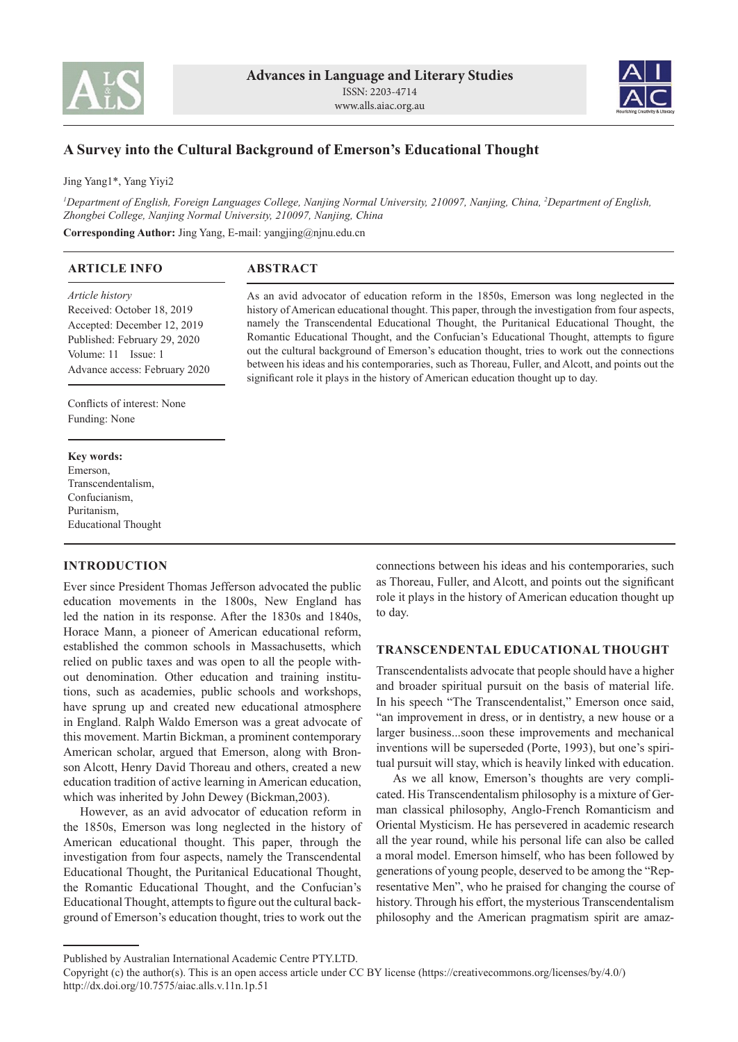# A Survey into the Cultural Background of Emerson's Educational Thought

Jing Yang1*, Yang Yiyi2

[1]*Department of English, Foreign Languages College, Nanjing Normal University, 210097, Nanjing, China,* [2]*Department of English, Zhongbei College, Nanjing Normal University, 210097, Nanjing, China*

**Corresponding Author:** Jing Yang, E-mail: yangjing@njnu.edu.cn

## ARTICLE INFO

*Article history*
Received: October 18, 2019
Accepted: December 12, 2019
Published: February 29, 2020
Volume: 11 Issue: 1
Advance access: February 2020

Conflicts of interest: None
Funding: None

**Key words:**
Emerson,
Transcendentalism,
Confucianism,
Puritanism,
Educational Thought

## ABSTRACT

As an avid advocator of education reform in the 1850s, Emerson was long neglected in the history of American educational thought. This paper, through the investigation from four aspects, namely the Transcendental Educational Thought, the Puritanical Educational Thought, the Romantic Educational Thought, and the Confucian's Educational Thought, attempts to figure out the cultural background of Emerson's education thought, tries to work out the connections between his ideas and his contemporaries, such as Thoreau, Fuller, and Alcott, and points out the significant role it plays in the history of American education thought up to day.

## INTRODUCTION

Ever since President Thomas Jefferson advocated the public education movements in the 1800s, New England has led the nation in its response. After the 1830s and 1840s, Horace Mann, a pioneer of American educational reform, established the common schools in Massachusetts, which relied on public taxes and was open to all the people without denomination. Other education and training institutions, such as academies, public schools and workshops, have sprung up and created new educational atmosphere in England. Ralph Waldo Emerson was a great advocate of this movement. Martin Bickman, a prominent contemporary American scholar, argued that Emerson, along with Bronson Alcott, Henry David Thoreau and others, created a new education tradition of active learning in American education, which was inherited by John Dewey (Bickman,2003).

However, as an avid advocator of education reform in the 1850s, Emerson was long neglected in the history of American educational thought. This paper, through the investigation from four aspects, namely the Transcendental Educational Thought, the Puritanical Educational Thought, the Romantic Educational Thought, and the Confucian's Educational Thought, attempts to figure out the cultural background of Emerson's education thought, tries to work out the connections between his ideas and his contemporaries, such as Thoreau, Fuller, and Alcott, and points out the significant role it plays in the history of American education thought up to day.

## TRANSCENDENTAL EDUCATIONAL THOUGHT

Transcendentalists advocate that people should have a higher and broader spiritual pursuit on the basis of material life. In his speech "The Transcendentalist," Emerson once said, "an improvement in dress, or in dentistry, a new house or a larger business...soon these improvements and mechanical inventions will be superseded (Porte, 1993), but one's spiritual pursuit will stay, which is heavily linked with education.

As we all know, Emerson's thoughts are very complicated. His Transcendentalism philosophy is a mixture of German classical philosophy, Anglo-French Romanticism and Oriental Mysticism. He has persevered in academic research all the year round, while his personal life can also be called a moral model. Emerson himself, who has been followed by generations of young people, deserved to be among the "Representative Men", who he praised for changing the course of history. Through his effort, the mysterious Transcendentalism philosophy and the American pragmatism spirit are amaz-

Published by Australian International Academic Centre PTY.LTD.
Copyright (c) the author(s). This is an open access article under CC BY license (https://creativecommons.org/licenses/by/4.0/)
http://dx.doi.org/10.7575/aiac.alls.v.11n.1p.51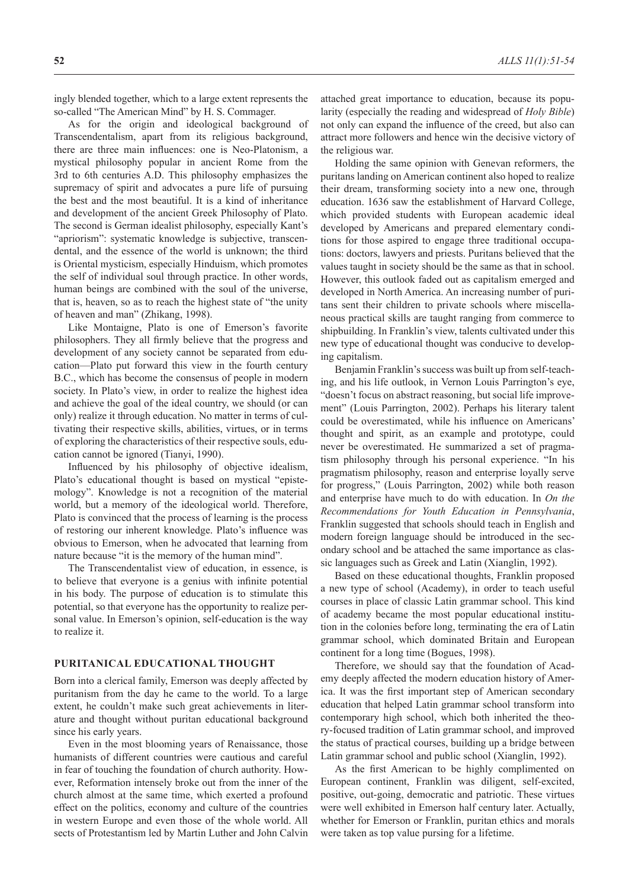ingly blended together, which to a large extent represents the so-called "The American Mind" by H. S. Commager.

As for the origin and ideological background of Transcendentalism, apart from its religious background, there are three main influences: one is Neo-Platonism, a mystical philosophy popular in ancient Rome from the 3rd to 6th centuries A.D. This philosophy emphasizes the supremacy of spirit and advocates a pure life of pursuing the best and the most beautiful. It is a kind of inheritance and development of the ancient Greek Philosophy of Plato. The second is German idealist philosophy, especially Kant's "apriorism": systematic knowledge is subjective, transcendental, and the essence of the world is unknown; the third is Oriental mysticism, especially Hinduism, which promotes the self of individual soul through practice. In other words, human beings are combined with the soul of the universe, that is, heaven, so as to reach the highest state of "the unity of heaven and man" (Zhikang, 1998).

Like Montaigne, Plato is one of Emerson's favorite philosophers. They all firmly believe that the progress and development of any society cannot be separated from education—Plato put forward this view in the fourth century B.C., which has become the consensus of people in modern society. In Plato's view, in order to realize the highest idea and achieve the goal of the ideal country, we should (or can only) realize it through education. No matter in terms of cultivating their respective skills, abilities, virtues, or in terms of exploring the characteristics of their respective souls, education cannot be ignored (Tianyi, 1990).

Influenced by his philosophy of objective idealism, Plato's educational thought is based on mystical "epistemology". Knowledge is not a recognition of the material world, but a memory of the ideological world. Therefore, Plato is convinced that the process of learning is the process of restoring our inherent knowledge. Plato's influence was obvious to Emerson, when he advocated that learning from nature because "it is the memory of the human mind".

The Transcendentalist view of education, in essence, is to believe that everyone is a genius with infinite potential in his body. The purpose of education is to stimulate this potential, so that everyone has the opportunity to realize personal value. In Emerson's opinion, self-education is the way to realize it.

## PURITANICAL EDUCATIONAL THOUGHT

Born into a clerical family, Emerson was deeply affected by puritanism from the day he came to the world. To a large extent, he couldn't make such great achievements in literature and thought without puritan educational background since his early years.

Even in the most blooming years of Renaissance, those humanists of different countries were cautious and careful in fear of touching the foundation of church authority. However, Reformation intensely broke out from the inner of the church almost at the same time, which exerted a profound effect on the politics, economy and culture of the countries in western Europe and even those of the whole world. All sects of Protestantism led by Martin Luther and John Calvin attached great importance to education, because its popularity (especially the reading and widespread of *Holy Bible*) not only can expand the influence of the creed, but also can attract more followers and hence win the decisive victory of the religious war.

Holding the same opinion with Genevan reformers, the puritans landing on American continent also hoped to realize their dream, transforming society into a new one, through education. 1636 saw the establishment of Harvard College, which provided students with European academic ideal developed by Americans and prepared elementary conditions for those aspired to engage three traditional occupations: doctors, lawyers and priests. Puritans believed that the values taught in society should be the same as that in school. However, this outlook faded out as capitalism emerged and developed in North America. An increasing number of puritans sent their children to private schools where miscellaneous practical skills are taught ranging from commerce to shipbuilding. In Franklin's view, talents cultivated under this new type of educational thought was conducive to developing capitalism.

Benjamin Franklin's success was built up from self-teaching, and his life outlook, in Vernon Louis Parrington's eye, "doesn't focus on abstract reasoning, but social life improvement" (Louis Parrington, 2002). Perhaps his literary talent could be overestimated, while his influence on Americans' thought and spirit, as an example and prototype, could never be overestimated. He summarized a set of pragmatism philosophy through his personal experience. "In his pragmatism philosophy, reason and enterprise loyally serve for progress," (Louis Parrington, 2002) while both reason and enterprise have much to do with education. In *On the Recommendations for Youth Education in Pennsylvania*, Franklin suggested that schools should teach in English and modern foreign language should be introduced in the secondary school and be attached the same importance as classic languages such as Greek and Latin (Xianglin, 1992).

Based on these educational thoughts, Franklin proposed a new type of school (Academy), in order to teach useful courses in place of classic Latin grammar school. This kind of academy became the most popular educational institution in the colonies before long, terminating the era of Latin grammar school, which dominated Britain and European continent for a long time (Bogues, 1998).

Therefore, we should say that the foundation of Academy deeply affected the modern education history of America. It was the first important step of American secondary education that helped Latin grammar school transform into contemporary high school, which both inherited the theory-focused tradition of Latin grammar school, and improved the status of practical courses, building up a bridge between Latin grammar school and public school (Xianglin, 1992).

As the first American to be highly complimented on European continent, Franklin was diligent, self-excited, positive, out-going, democratic and patriotic. These virtues were well exhibited in Emerson half century later. Actually, whether for Emerson or Franklin, puritan ethics and morals were taken as top value pursing for a lifetime.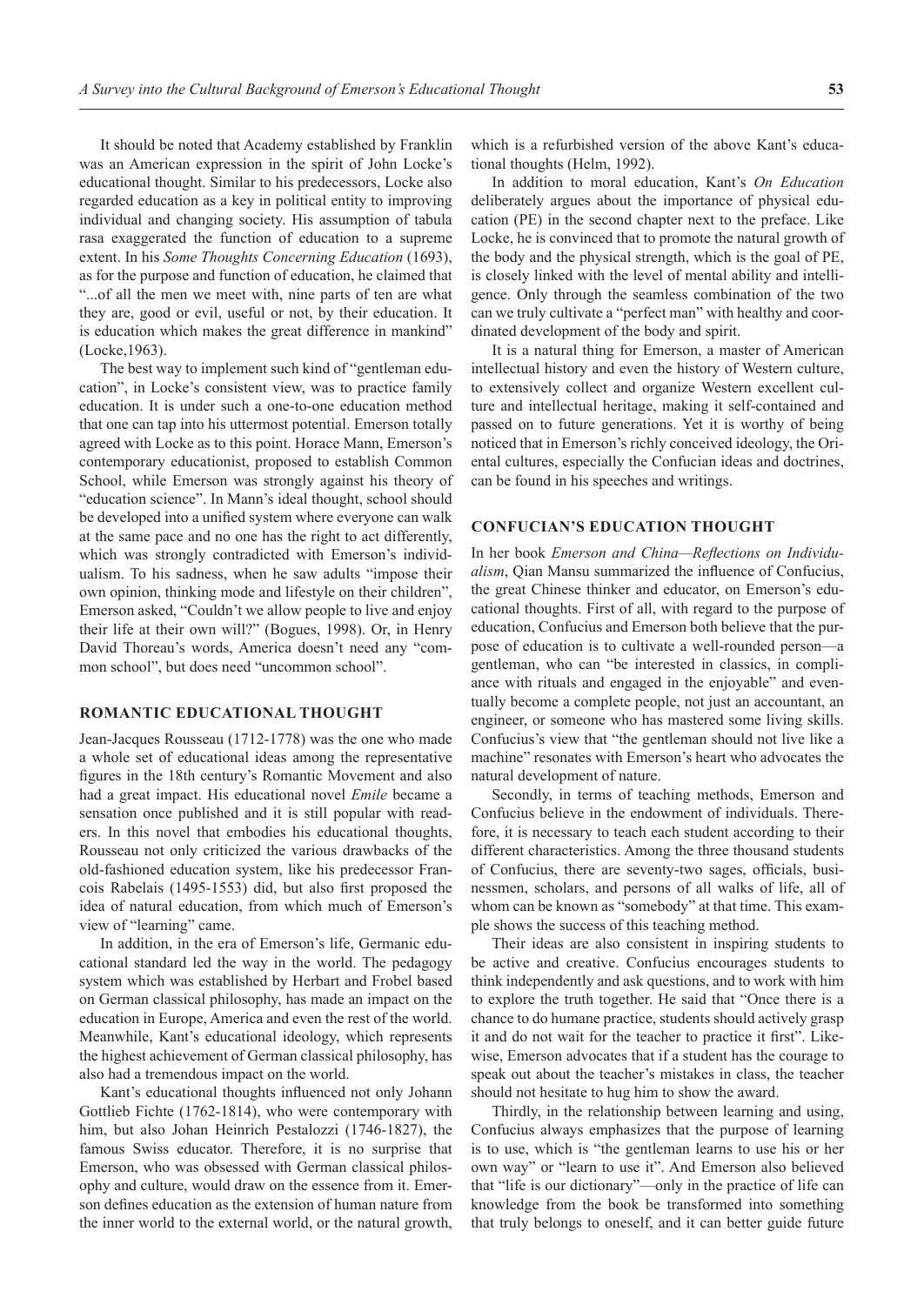It should be noted that Academy established by Franklin was an American expression in the spirit of John Locke's educational thought. Similar to his predecessors, Locke also regarded education as a key in political entity to improving individual and changing society. His assumption of tabula rasa exaggerated the function of education to a supreme extent. In his *Some Thoughts Concerning Education* (1693), as for the purpose and function of education, he claimed that "...of all the men we meet with, nine parts of ten are what they are, good or evil, useful or not, by their education. It is education which makes the great difference in mankind" (Locke,1963).

The best way to implement such kind of "gentleman education", in Locke's consistent view, was to practice family education. It is under such a one-to-one education method that one can tap into his uttermost potential. Emerson totally agreed with Locke as to this point. Horace Mann, Emerson's contemporary educationist, proposed to establish Common School, while Emerson was strongly against his theory of "education science". In Mann's ideal thought, school should be developed into a unified system where everyone can walk at the same pace and no one has the right to act differently, which was strongly contradicted with Emerson's individualism. To his sadness, when he saw adults "impose their own opinion, thinking mode and lifestyle on their children", Emerson asked, "Couldn't we allow people to live and enjoy their life at their own will?" (Bogues, 1998). Or, in Henry David Thoreau's words, America doesn't need any "common school", but does need "uncommon school".

## ROMANTIC EDUCATIONAL THOUGHT

Jean-Jacques Rousseau (1712-1778) was the one who made a whole set of educational ideas among the representative figures in the 18th century's Romantic Movement and also had a great impact. His educational novel *Emile* became a sensation once published and it is still popular with readers. In this novel that embodies his educational thoughts, Rousseau not only criticized the various drawbacks of the old-fashioned education system, like his predecessor Francois Rabelais (1495-1553) did, but also first proposed the idea of natural education, from which much of Emerson's view of "learning" came.

In addition, in the era of Emerson's life, Germanic educational standard led the way in the world. The pedagogy system which was established by Herbart and Frobel based on German classical philosophy, has made an impact on the education in Europe, America and even the rest of the world. Meanwhile, Kant's educational ideology, which represents the highest achievement of German classical philosophy, has also had a tremendous impact on the world.

Kant's educational thoughts influenced not only Johann Gottlieb Fichte (1762-1814), who were contemporary with him, but also Johan Heinrich Pestalozzi (1746-1827), the famous Swiss educator. Therefore, it is no surprise that Emerson, who was obsessed with German classical philosophy and culture, would draw on the essence from it. Emerson defines education as the extension of human nature from the inner world to the external world, or the natural growth, which is a refurbished version of the above Kant's educational thoughts (Helm, 1992).

In addition to moral education, Kant's *On Education* deliberately argues about the importance of physical education (PE) in the second chapter next to the preface. Like Locke, he is convinced that to promote the natural growth of the body and the physical strength, which is the goal of PE, is closely linked with the level of mental ability and intelligence. Only through the seamless combination of the two can we truly cultivate a "perfect man" with healthy and coordinated development of the body and spirit.

It is a natural thing for Emerson, a master of American intellectual history and even the history of Western culture, to extensively collect and organize Western excellent culture and intellectual heritage, making it self-contained and passed on to future generations. Yet it is worthy of being noticed that in Emerson's richly conceived ideology, the Oriental cultures, especially the Confucian ideas and doctrines, can be found in his speeches and writings.

## CONFUCIAN'S EDUCATION THOUGHT

In her book *Emerson and China—Reflections on Individualism*, Qian Mansu summarized the influence of Confucius, the great Chinese thinker and educator, on Emerson's educational thoughts. First of all, with regard to the purpose of education, Confucius and Emerson both believe that the purpose of education is to cultivate a well-rounded person—a gentleman, who can "be interested in classics, in compliance with rituals and engaged in the enjoyable" and eventually become a complete people, not just an accountant, an engineer, or someone who has mastered some living skills. Confucius's view that "the gentleman should not live like a machine" resonates with Emerson's heart who advocates the natural development of nature.

Secondly, in terms of teaching methods, Emerson and Confucius believe in the endowment of individuals. Therefore, it is necessary to teach each student according to their different characteristics. Among the three thousand students of Confucius, there are seventy-two sages, officials, businessmen, scholars, and persons of all walks of life, all of whom can be known as "somebody" at that time. This example shows the success of this teaching method.

Their ideas are also consistent in inspiring students to be active and creative. Confucius encourages students to think independently and ask questions, and to work with him to explore the truth together. He said that "Once there is a chance to do humane practice, students should actively grasp it and do not wait for the teacher to practice it first". Likewise, Emerson advocates that if a student has the courage to speak out about the teacher's mistakes in class, the teacher should not hesitate to hug him to show the award.

Thirdly, in the relationship between learning and using, Confucius always emphasizes that the purpose of learning is to use, which is "the gentleman learns to use his or her own way" or "learn to use it". And Emerson also believed that "life is our dictionary"—only in the practice of life can knowledge from the book be transformed into something that truly belongs to oneself, and it can better guide future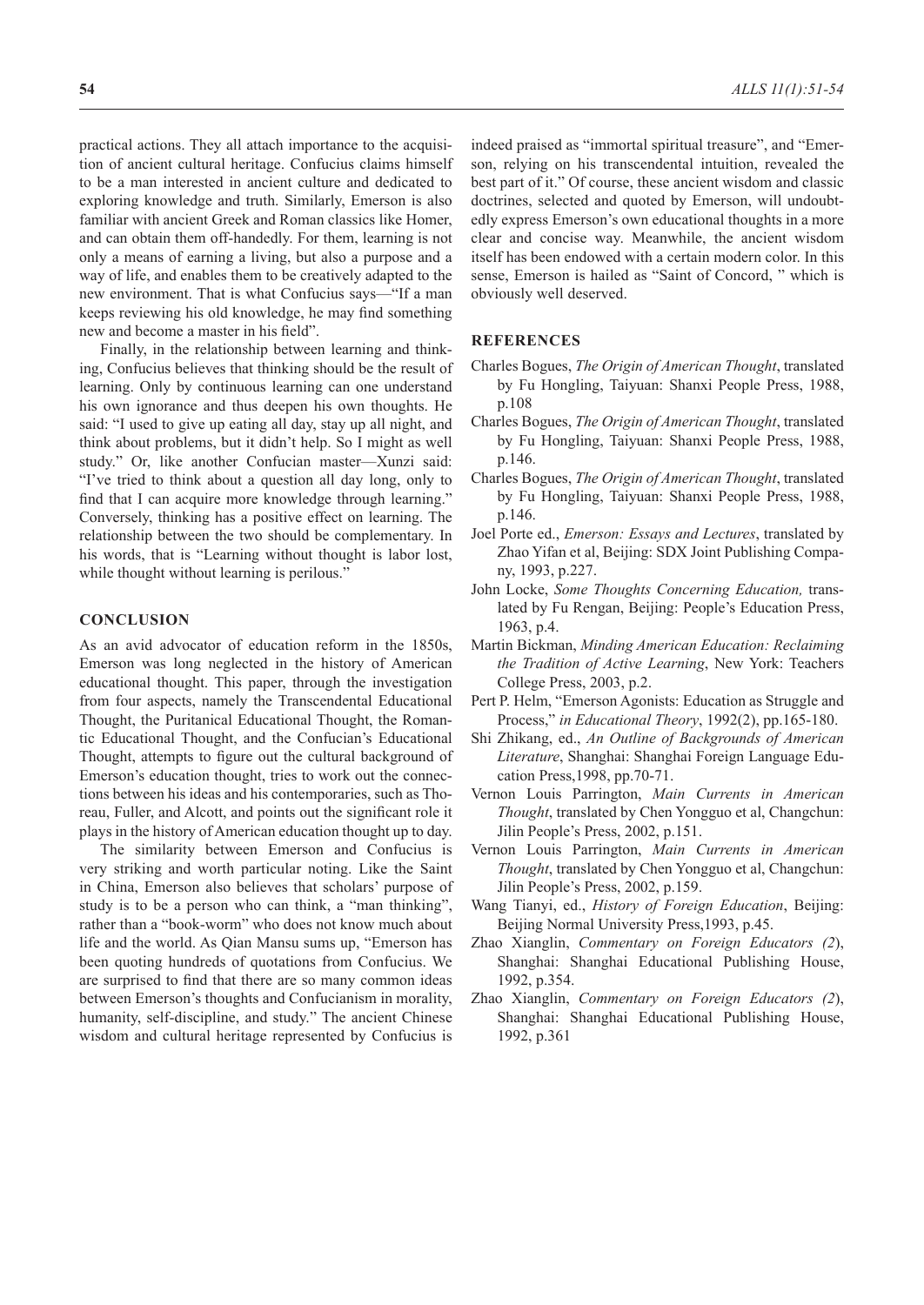practical actions. They all attach importance to the acquisition of ancient cultural heritage. Confucius claims himself to be a man interested in ancient culture and dedicated to exploring knowledge and truth. Similarly, Emerson is also familiar with ancient Greek and Roman classics like Homer, and can obtain them off-handedly. For them, learning is not only a means of earning a living, but also a purpose and a way of life, and enables them to be creatively adapted to the new environment. That is what Confucius says—"If a man keeps reviewing his old knowledge, he may find something new and become a master in his field".

Finally, in the relationship between learning and thinking, Confucius believes that thinking should be the result of learning. Only by continuous learning can one understand his own ignorance and thus deepen his own thoughts. He said: "I used to give up eating all day, stay up all night, and think about problems, but it didn't help. So I might as well study." Or, like another Confucian master—Xunzi said: "I've tried to think about a question all day long, only to find that I can acquire more knowledge through learning." Conversely, thinking has a positive effect on learning. The relationship between the two should be complementary. In his words, that is "Learning without thought is labor lost, while thought without learning is perilous."

## CONCLUSION

As an avid advocator of education reform in the 1850s, Emerson was long neglected in the history of American educational thought. This paper, through the investigation from four aspects, namely the Transcendental Educational Thought, the Puritanical Educational Thought, the Romantic Educational Thought, and the Confucian's Educational Thought, attempts to figure out the cultural background of Emerson's education thought, tries to work out the connections between his ideas and his contemporaries, such as Thoreau, Fuller, and Alcott, and points out the significant role it plays in the history of American education thought up to day.

The similarity between Emerson and Confucius is very striking and worth particular noting. Like the Saint in China, Emerson also believes that scholars' purpose of study is to be a person who can think, a "man thinking", rather than a "book-worm" who does not know much about life and the world. As Qian Mansu sums up, "Emerson has been quoting hundreds of quotations from Confucius. We are surprised to find that there are so many common ideas between Emerson's thoughts and Confucianism in morality, humanity, self-discipline, and study." The ancient Chinese wisdom and cultural heritage represented by Confucius is indeed praised as "immortal spiritual treasure", and "Emerson, relying on his transcendental intuition, revealed the best part of it." Of course, these ancient wisdom and classic doctrines, selected and quoted by Emerson, will undoubtedly express Emerson's own educational thoughts in a more clear and concise way. Meanwhile, the ancient wisdom itself has been endowed with a certain modern color. In this sense, Emerson is hailed as "Saint of Concord, " which is obviously well deserved.

## REFERENCES

Charles Bogues, *The Origin of American Thought*, translated by Fu Hongling, Taiyuan: Shanxi People Press, 1988, p.108

Charles Bogues, *The Origin of American Thought*, translated by Fu Hongling, Taiyuan: Shanxi People Press, 1988, p.146.

Charles Bogues, *The Origin of American Thought*, translated by Fu Hongling, Taiyuan: Shanxi People Press, 1988, p.146.

Joel Porte ed., *Emerson: Essays and Lectures*, translated by Zhao Yifan et al, Beijing: SDX Joint Publishing Company, 1993, p.227.

John Locke, *Some Thoughts Concerning Education,* translated by Fu Rengan, Beijing: People's Education Press, 1963, p.4.

Martin Bickman, *Minding American Education: Reclaiming the Tradition of Active Learning*, New York: Teachers College Press, 2003, p.2.

Pert P. Helm, "Emerson Agonists: Education as Struggle and Process," *in Educational Theory*, 1992(2), pp.165-180.

Shi Zhikang, ed., *An Outline of Backgrounds of American Literature*, Shanghai: Shanghai Foreign Language Education Press,1998, pp.70-71.

Vernon Louis Parrington, *Main Currents in American Thought*, translated by Chen Yongguo et al, Changchun: Jilin People's Press, 2002, p.151.

Vernon Louis Parrington, *Main Currents in American Thought*, translated by Chen Yongguo et al, Changchun: Jilin People's Press, 2002, p.159.

Wang Tianyi, ed., *History of Foreign Education*, Beijing: Beijing Normal University Press,1993, p.45.

Zhao Xianglin, *Commentary on Foreign Educators (2*), Shanghai: Shanghai Educational Publishing House, 1992, p.354.

Zhao Xianglin, *Commentary on Foreign Educators (2*), Shanghai: Shanghai Educational Publishing House, 1992, p.361